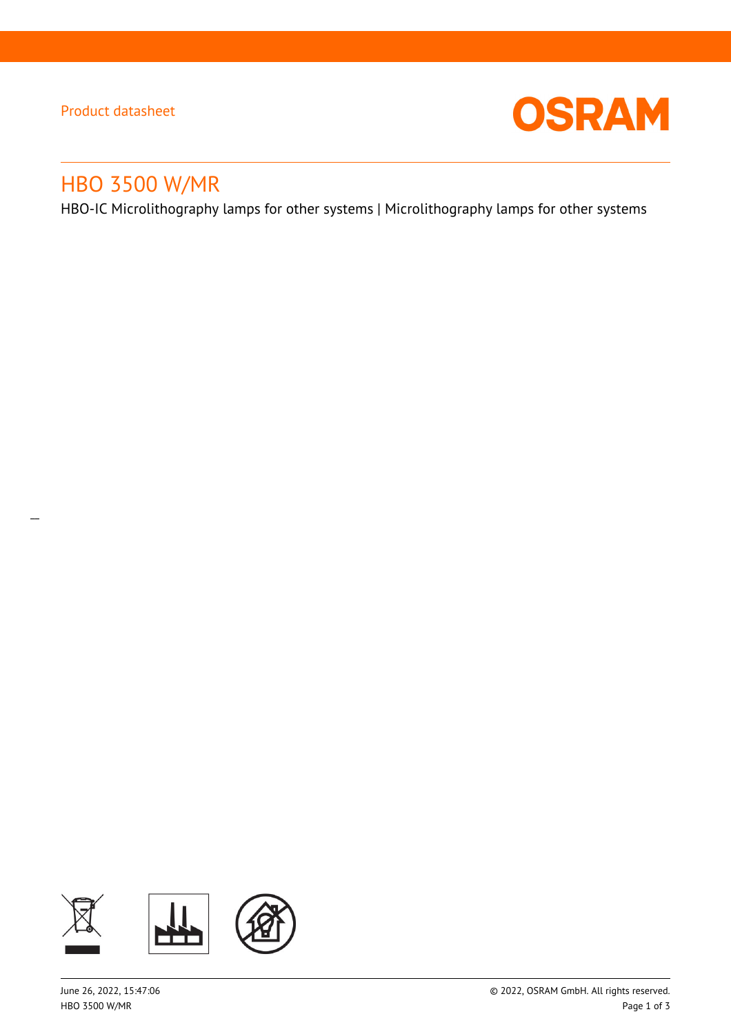Product datasheet

# HBO 3500 W/MR

HBO-IC Microlithography lamps for other systems | Microlithography lamps for other systems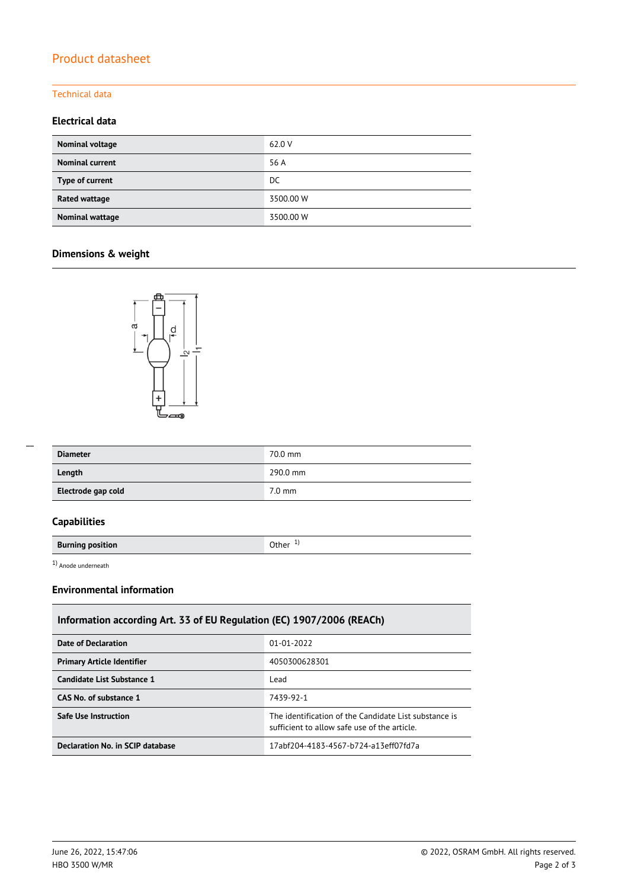## Product datasheet

Technical data

### Electrical data

| | |
|---|---|
| **Nominal voltage** | 62.0 V |
| **Nominal current** | 56 A |
| **Type of current** | DC |
| **Rated wattage** | 3500.00 W |
| **Nominal wattage** | 3500.00 W |

### Dimensions & weight

a
d
l2
l1

| | |
|---|---|
| **Diameter** | 70.0 mm |
| **Length** | 290.0 mm |
| **Electrode gap cold** | 7.0 mm |

### Capabilities

| | |
|---|---|
| **Burning position** | Other [1] |

[1] Anode underneath

### Environmental information

| Information according Art. 33 of EU Regulation (EC) 1907/2006 (REACh) | |
|---|---|
| **Date of Declaration** | 01-01-2022 |
| **Primary Article Identifier** | 4050300628301 |
| **Candidate List Substance 1** | Lead |
| **CAS No. of substance 1** | 7439-92-1 |
| **Safe Use Instruction** | The identification of the Candidate List substance is sufficient to allow safe use of the article. |
| **Declaration No. in SCIP database** | 17abf204-4183-4567-b724-a13eff07fd7a |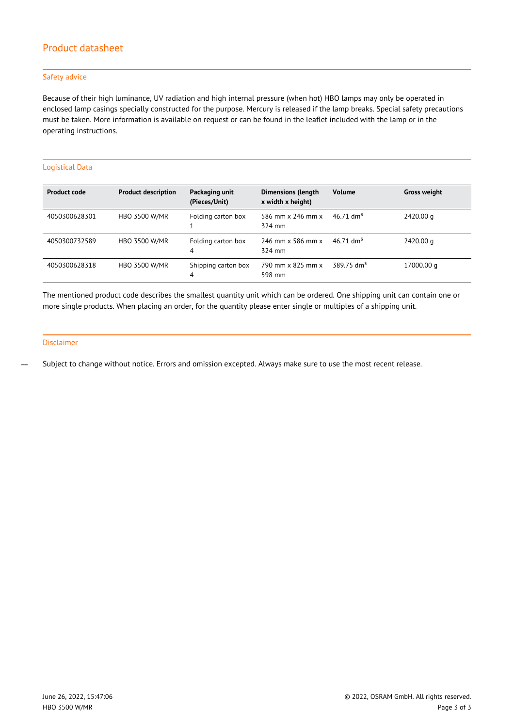## Product datasheet

### Safety advice

Because of their high luminance, UV radiation and high internal pressure (when hot) HBO lamps may only be operated in enclosed lamp casings specially constructed for the purpose. Mercury is released if the lamp breaks. Special safety precautions must be taken. More information is available on request or can be found in the leaflet included with the lamp or in the operating instructions.

### Logistical Data

| Product code | Product description | Packaging unit (Pieces/Unit) | Dimensions (length x width x height) | Volume | Gross weight |
| --- | --- | --- | --- | --- | --- |
| 4050300628301 | HBO 3500 W/MR | Folding carton box 1 | 586 mm x 246 mm x 324 mm | 46.71 dm³ | 2420.00 g |
| 4050300732589 | HBO 3500 W/MR | Folding carton box 4 | 246 mm x 586 mm x 324 mm | 46.71 dm³ | 2420.00 g |
| 4050300628318 | HBO 3500 W/MR | Shipping carton box 4 | 790 mm x 825 mm x 598 mm | 389.75 dm³ | 17000.00 g |

The mentioned product code describes the smallest quantity unit which can be ordered. One shipping unit can contain one or more single products. When placing an order, for the quantity please enter single or multiples of a shipping unit.

### Disclaimer

— Subject to change without notice. Errors and omission excepted. Always make sure to use the most recent release.